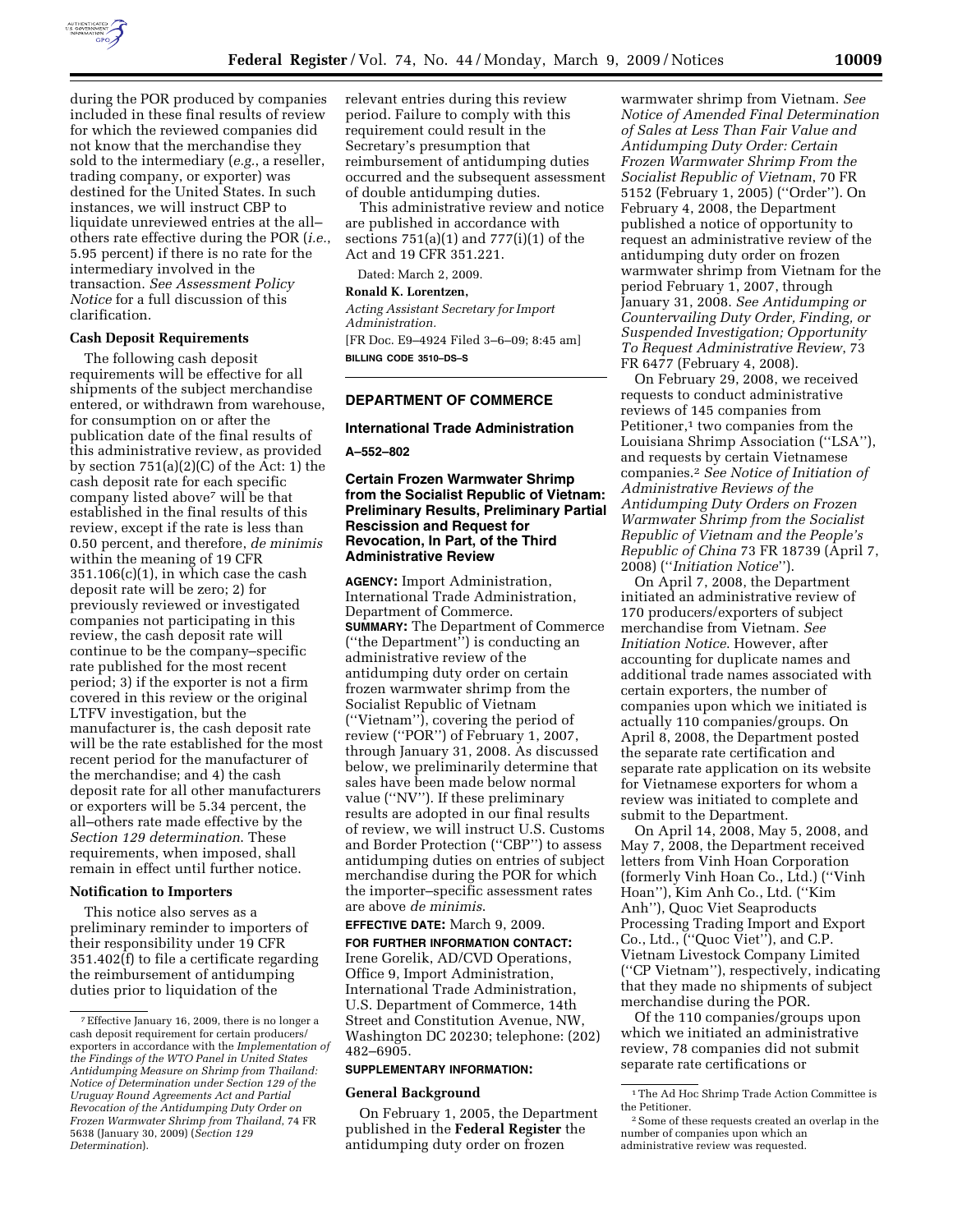during the POR produced by companies included in these final results of review for which the reviewed companies did not know that the merchandise they sold to the intermediary (*e.g.*, a reseller, trading company, or exporter) was destined for the United States. In such instances, we will instruct CBP to liquidate unreviewed entries at the all–others rate effective during the POR (*i.e.*, 5.95 percent) if there is no rate for the intermediary involved in the transaction. *See Assessment Policy Notice* for a full discussion of this clarification.

### Cash Deposit Requirements

The following cash deposit requirements will be effective for all shipments of the subject merchandise entered, or withdrawn from warehouse, for consumption on or after the publication date of the final results of this administrative review, as provided by section 751(a)(2)(C) of the Act: 1) the cash deposit rate for each specific company listed above[7] will be that established in the final results of this review, except if the rate is less than 0.50 percent, and therefore, *de minimis* within the meaning of 19 CFR 351.106(c)(1), in which case the cash deposit rate will be zero; 2) for previously reviewed or investigated companies not participating in this review, the cash deposit rate will continue to be the company–specific rate published for the most recent period; 3) if the exporter is not a firm covered in this review or the original LTFV investigation, but the manufacturer is, the cash deposit rate will be the rate established for the most recent period for the manufacturer of the merchandise; and 4) the cash deposit rate for all other manufacturers or exporters will be 5.34 percent, the all–others rate made effective by the *Section 129 determination*. These requirements, when imposed, shall remain in effect until further notice.

### Notification to Importers

This notice also serves as a preliminary reminder to importers of their responsibility under 19 CFR 351.402(f) to file a certificate regarding the reimbursement of antidumping duties prior to liquidation of the relevant entries during this review period. Failure to comply with this requirement could result in the Secretary's presumption that reimbursement of antidumping duties occurred and the subsequent assessment of double antidumping duties.

This administrative review and notice are published in accordance with sections 751(a)(1) and 777(i)(1) of the Act and 19 CFR 351.221.

Dated: March 2, 2009.

**Ronald K. Lorentzen,**

*Acting Assistant Secretary for Import Administration.*

[FR Doc. E9–4924 Filed 3–6–09; 8:45 am]

**BILLING CODE 3510–DS–S**

[7] Effective January 16, 2009, there is no longer a cash deposit requirement for certain producers/exporters in accordance with the *Implementation of the Findings of the WTO Panel in United States Antidumping Measure on Shrimp from Thailand: Notice of Determination under Section 129 of the Uruguay Round Agreements Act and Partial Revocation of the Antidumping Duty Order on Frozen Warmwater Shrimp from Thailand*, 74 FR 5638 (January 30, 2009) (*Section 129 Determination*).

---

## DEPARTMENT OF COMMERCE

### International Trade Administration

**A–552–802**

### Certain Frozen Warmwater Shrimp from the Socialist Republic of Vietnam: Preliminary Results, Preliminary Partial Rescission and Request for Revocation, In Part, of the Third Administrative Review

**AGENCY:** Import Administration, International Trade Administration, Department of Commerce.

**SUMMARY:** The Department of Commerce (''the Department'') is conducting an administrative review of the antidumping duty order on certain frozen warmwater shrimp from the Socialist Republic of Vietnam (''Vietnam''), covering the period of review (''POR'') of February 1, 2007, through January 31, 2008. As discussed below, we preliminarily determine that sales have been made below normal value (''NV''). If these preliminary results are adopted in our final results of review, we will instruct U.S. Customs and Border Protection (''CBP'') to assess antidumping duties on entries of subject merchandise during the POR for which the importer–specific assessment rates are above *de minimis*.

**EFFECTIVE DATE:** March 9, 2009.

**FOR FURTHER INFORMATION CONTACT:** Irene Gorelik, AD/CVD Operations, Office 9, Import Administration, International Trade Administration, U.S. Department of Commerce, 14th Street and Constitution Avenue, NW, Washington DC 20230; telephone: (202) 482–6905.

**SUPPLEMENTARY INFORMATION:**

### General Background

On February 1, 2005, the Department published in the **Federal Register** the antidumping duty order on frozen warmwater shrimp from Vietnam. *See Notice of Amended Final Determination of Sales at Less Than Fair Value and Antidumping Duty Order: Certain Frozen Warmwater Shrimp From the Socialist Republic of Vietnam*, 70 FR 5152 (February 1, 2005) (''Order''). On February 4, 2008, the Department published a notice of opportunity to request an administrative review of the antidumping duty order on frozen warmwater shrimp from Vietnam for the period February 1, 2007, through January 31, 2008. *See Antidumping or Countervailing Duty Order, Finding, or Suspended Investigation; Opportunity To Request Administrative Review*, 73 FR 6477 (February 4, 2008).

On February 29, 2008, we received requests to conduct administrative reviews of 145 companies from Petitioner,[1] two companies from the Louisiana Shrimp Association (''LSA''), and requests by certain Vietnamese companies.[2] *See Notice of Initiation of Administrative Reviews of the Antidumping Duty Orders on Frozen Warmwater Shrimp from the Socialist Republic of Vietnam and the People's Republic of China* 73 FR 18739 (April 7, 2008) (''*Initiation Notice*'').

On April 7, 2008, the Department initiated an administrative review of 170 producers/exporters of subject merchandise from Vietnam. *See Initiation Notice*. However, after accounting for duplicate names and additional trade names associated with certain exporters, the number of companies upon which we initiated is actually 110 companies/groups. On April 8, 2008, the Department posted the separate rate certification and separate rate application on its website for Vietnamese exporters for whom a review was initiated to complete and submit to the Department.

On April 14, 2008, May 5, 2008, and May 7, 2008, the Department received letters from Vinh Hoan Corporation (formerly Vinh Hoan Co., Ltd.) (''Vinh Hoan''), Kim Anh Co., Ltd. (''Kim Anh''), Quoc Viet Seaproducts Processing Trading Import and Export Co., Ltd., (''Quoc Viet''), and C.P. Vietnam Livestock Company Limited (''CP Vietnam''), respectively, indicating that they made no shipments of subject merchandise during the POR.

Of the 110 companies/groups upon which we initiated an administrative review, 78 companies did not submit separate rate certifications or

[1] The Ad Hoc Shrimp Trade Action Committee is the Petitioner.

[2] Some of these requests created an overlap in the number of companies upon which an administrative review was requested.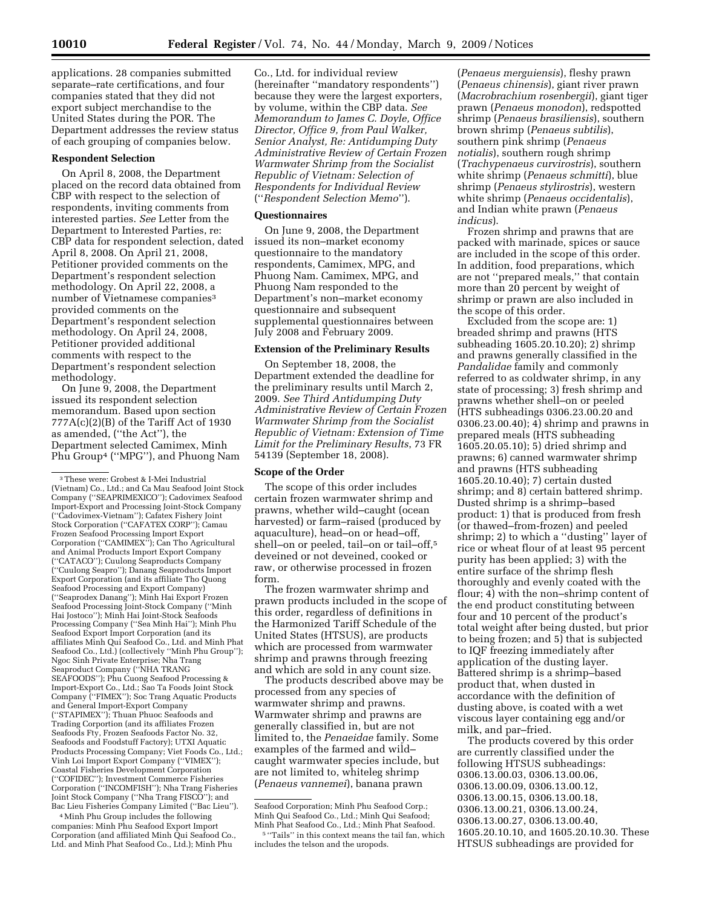applications. 28 companies submitted separate–rate certifications, and four companies stated that they did not export subject merchandise to the United States during the POR. The Department addresses the review status of each grouping of companies below.

**Respondent Selection**

On April 8, 2008, the Department placed on the record data obtained from CBP with respect to the selection of respondents, inviting comments from interested parties. *See* Letter from the Department to Interested Parties, re: CBP data for respondent selection, dated April 8, 2008. On April 21, 2008, Petitioner provided comments on the Department's respondent selection methodology. On April 22, 2008, a number of Vietnamese companies[3] provided comments on the Department's respondent selection methodology. On April 24, 2008, Petitioner provided additional comments with respect to the Department's respondent selection methodology.

On June 9, 2008, the Department issued its respondent selection memorandum. Based upon section 777A(c)(2)(B) of the Tariff Act of 1930 as amended, (''the Act''), the Department selected Camimex, Minh Phu Group[4] (''MPG''), and Phuong Nam Co., Ltd. for individual review (hereinafter ''mandatory respondents'') because they were the largest exporters, by volume, within the CBP data. *See Memorandum to James C. Doyle, Office Director, Office 9, from Paul Walker, Senior Analyst, Re: Antidumping Duty Administrative Review of Certain Frozen Warmwater Shrimp from the Socialist Republic of Vietnam: Selection of Respondents for Individual Review* (''*Respondent Selection Memo*'').

**Questionnaires**

On June 9, 2008, the Department issued its non–market economy questionnaire to the mandatory respondents, Camimex, MPG, and Phuong Nam. Camimex, MPG, and Phuong Nam responded to the Department's non–market economy questionnaire and subsequent supplemental questionnaires between July 2008 and February 2009.

**Extension of the Preliminary Results**

On September 18, 2008, the Department extended the deadline for the preliminary results until March 2, 2009. *See Third Antidumping Duty Administrative Review of Certain Frozen Warmwater Shrimp from the Socialist Republic of Vietnam: Extension of Time Limit for the Preliminary Results*, 73 FR 54139 (September 18, 2008).

**Scope of the Order**

The scope of this order includes certain frozen warmwater shrimp and prawns, whether wild–caught (ocean harvested) or farm–raised (produced by aquaculture), head–on or head–off, shell–on or peeled, tail–on or tail–off,[5] deveined or not deveined, cooked or raw, or otherwise processed in frozen form.

The frozen warmwater shrimp and prawn products included in the scope of this order, regardless of definitions in the Harmonized Tariff Schedule of the United States (HTSUS), are products which are processed from warmwater shrimp and prawns through freezing and which are sold in any count size.

The products described above may be processed from any species of warmwater shrimp and prawns. Warmwater shrimp and prawns are generally classified in, but are not limited to, the *Penaeidae* family. Some examples of the farmed and wild–caught warmwater species include, but are not limited to, whiteleg shrimp (*Penaeus vannemei*), banana prawn (*Penaeus merguiensis*), fleshy prawn (*Penaeus chinensis*), giant river prawn (*Macrobrachium rosenbergii*), giant tiger prawn (*Penaeus monodon*), redspotted shrimp (*Penaeus brasiliensis*), southern brown shrimp (*Penaeus subtilis*), southern pink shrimp (*Penaeus notialis*), southern rough shrimp (*Trachypenaeus curvirostris*), southern white shrimp (*Penaeus schmitti*), blue shrimp (*Penaeus stylirostris*), western white shrimp (*Penaeus occidentalis*), and Indian white prawn (*Penaeus indicus*).

Frozen shrimp and prawns that are packed with marinade, spices or sauce are included in the scope of this order. In addition, food preparations, which are not ''prepared meals,'' that contain more than 20 percent by weight of shrimp or prawn are also included in the scope of this order.

Excluded from the scope are: 1) breaded shrimp and prawns (HTS subheading 1605.20.10.20); 2) shrimp and prawns generally classified in the *Pandalidae* family and commonly referred to as coldwater shrimp, in any state of processing; 3) fresh shrimp and prawns whether shell–on or peeled (HTS subheadings 0306.23.00.20 and 0306.23.00.40); 4) shrimp and prawns in prepared meals (HTS subheading 1605.20.05.10); 5) dried shrimp and prawns; 6) canned warmwater shrimp and prawns (HTS subheading 1605.20.10.40); 7) certain dusted shrimp; and 8) certain battered shrimp. Dusted shrimp is a shrimp–based product: 1) that is produced from fresh (or thawed–from-frozen) and peeled shrimp; 2) to which a ''dusting'' layer of rice or wheat flour of at least 95 percent purity has been applied; 3) with the entire surface of the shrimp flesh thoroughly and evenly coated with the flour; 4) with the non–shrimp content of the end product constituting between four and 10 percent of the product's total weight after being dusted, but prior to being frozen; and 5) that is subjected to IQF freezing immediately after application of the dusting layer. Battered shrimp is a shrimp–based product that, when dusted in accordance with the definition of dusting above, is coated with a wet viscous layer containing egg and/or milk, and par–fried.

The products covered by this order are currently classified under the following HTSUS subheadings: 0306.13.00.03, 0306.13.00.06, 0306.13.00.09, 0306.13.00.12, 0306.13.00.15, 0306.13.00.18, 0306.13.00.21, 0306.13.00.24, 0306.13.00.27, 0306.13.00.40, 1605.20.10.10, and 1605.20.10.30. These HTSUS subheadings are provided for

---

[3] These were: Grobest & I-Mei Industrial (Vietnam) Co., Ltd.; and Ca Mau Seafood Joint Stock Company (''SEAPRIMEXICO''); Cadovimex Seafood Import-Export and Processing Joint-Stock Company (''Cadovimex-Vietnam''); Cafatex Fishery Joint Stock Corporation (''CAFATEX CORP''); Camau Frozen Seafood Processing Import Export Corporation (''CAMIMEX''); Can Tho Agricultural and Animal Products Import Export Company (''CATACO''); Cuulong Seaproducts Company (''Cuulong Seapro''); Danang Seaproducts Import Export Corporation (and its affiliate Tho Quong Seafood Processing and Export Company) (''Seaprodex Danang''); Minh Hai Export Frozen Seafood Processing Joint-Stock Company (''Minh Hai Jostoco''); Minh Hai Joint-Stock Seafoods Processing Company (''Sea Minh Hai''); Minh Phu Seafood Export Import Corporation (and its affiliates Minh Qui Seafood Co., Ltd. and Minh Phat Seafood Co., Ltd.) (collectively ''Minh Phu Group''); Ngoc Sinh Private Enterprise; Nha Trang Seaproduct Company (''NHA TRANG SEAFOODS''); Phu Cuong Seafood Processing & Import-Export Co., Ltd.; Sao Ta Foods Joint Stock Company (''FIMEX''); Soc Trang Aquatic Products and General Import-Export Company (''STAPIMEX''); Thuan Phuoc Seafoods and Trading Corportion (and its affiliates Frozen Seafoods Fty, Frozen Seafoods Factor No. 32, Seafoods and Foodstuff Factory); UTXI Aquatic Products Processing Company; Viet Foods Co., Ltd.; Vinh Loi Import Export Company (''VIMEX''); Coastal Fisheries Development Corporation (''COFIDEC''); Investment Commerce Fisheries Corporation (''INCOMFISH''); Nha Trang Fisheries Joint Stock Company (''Nha Trang FISCO''); and Bac Lieu Fisheries Company Limited (''Bac Lieu'').

[4] Minh Phu Group includes the following companies: Minh Phu Seafood Export Import Corporation (and affiliated Minh Qui Seafood Co., Ltd. and Minh Phat Seafood Co., Ltd.); Minh Phu Seafood Corporation; Minh Phu Seafood Corp.; Minh Qui Seafood Co., Ltd.; Minh Qui Seafood; Minh Phat Seafood Co., Ltd.; Minh Phat Seafood.

[5] ''Tails'' in this context means the tail fan, which includes the telson and the uropods.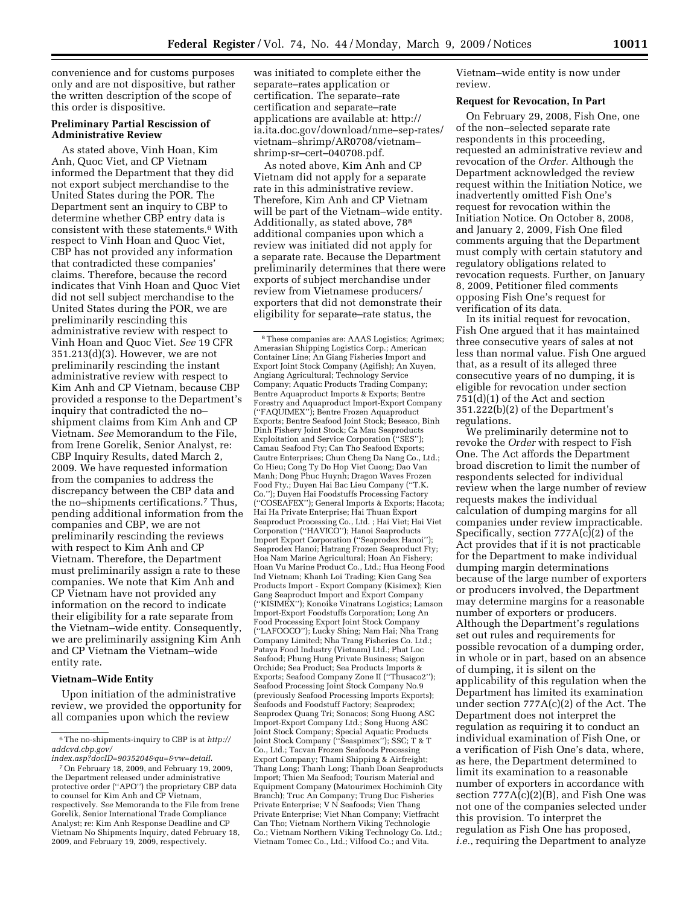convenience and for customs purposes only and are not dispositive, but rather the written description of the scope of this order is dispositive.

**Preliminary Partial Rescission of Administrative Review**

As stated above, Vinh Hoan, Kim Anh, Quoc Viet, and CP Vietnam informed the Department that they did not export subject merchandise to the United States during the POR. The Department sent an inquiry to CBP to determine whether CBP entry data is consistent with these statements.[6] With respect to Vinh Hoan and Quoc Viet, CBP has not provided any information that contradicted these companies' claims. Therefore, because the record indicates that Vinh Hoan and Quoc Viet did not sell subject merchandise to the United States during the POR, we are preliminarily rescinding this administrative review with respect to Vinh Hoan and Quoc Viet. *See* 19 CFR 351.213(d)(3). However, we are not preliminarily rescinding the instant administrative review with respect to Kim Anh and CP Vietnam, because CBP provided a response to the Department's inquiry that contradicted the no–shipment claims from Kim Anh and CP Vietnam. *See* Memorandum to the File, from Irene Gorelik, Senior Analyst, re: CBP Inquiry Results, dated March 2, 2009. We have requested information from the companies to address the discrepancy between the CBP data and the no–shipments certifications.[7] Thus, pending additional information from the companies and CBP, we are not preliminarily rescinding the reviews with respect to Kim Anh and CP Vietnam. Therefore, the Department must preliminarily assign a rate to these companies. We note that Kim Anh and CP Vietnam have not provided any information on the record to indicate their eligibility for a rate separate from the Vietnam–wide entity. Consequently, we are preliminarily assigning Kim Anh and CP Vietnam the Vietnam–wide entity rate.

**Vietnam–Wide Entity**

Upon initiation of the administrative review, we provided the opportunity for all companies upon which the review was initiated to complete either the separate–rates application or certification. The separate–rate certification and separate–rate applications are available at: http://ia.ita.doc.gov/download/nme–sep-rates/vietnam–shrimp/AR0708/vietnam–shrimp-sr–cert–040708.pdf.

As noted above, Kim Anh and CP Vietnam did not apply for a separate rate in this administrative review. Therefore, Kim Anh and CP Vietnam will be part of the Vietnam–wide entity. Additionally, as stated above, 78[8] additional companies upon which a review was initiated did not apply for a separate rate. Because the Department preliminarily determines that there were exports of subject merchandise under review from Vietnamese producers/exporters that did not demonstrate their eligibility for separate–rate status, the Vietnam–wide entity is now under review.

**Request for Revocation, In Part**

On February 29, 2008, Fish One, one of the non–selected separate rate respondents in this proceeding, requested an administrative review and revocation of the *Order*. Although the Department acknowledged the review request within the Initiation Notice, we inadvertently omitted Fish One's request for revocation within the Initiation Notice. On October 8, 2008, and January 2, 2009, Fish One filed comments arguing that the Department must comply with certain statutory and regulatory obligations related to revocation requests. Further, on January 8, 2009, Petitioner filed comments opposing Fish One's request for verification of its data.

In its initial request for revocation, Fish One argued that it has maintained three consecutive years of sales at not less than normal value. Fish One argued that, as a result of its alleged three consecutive years of no dumping, it is eligible for revocation under section 751(d)(1) of the Act and section 351.222(b)(2) of the Department's regulations.

We preliminarily determine not to revoke the *Order* with respect to Fish One. The Act affords the Department broad discretion to limit the number of respondents selected for individual review when the large number of review requests makes the individual calculation of dumping margins for all companies under review impracticable. Specifically, section 777A(c)(2) of the Act provides that if it is not practicable for the Department to make individual dumping margin determinations because of the large number of exporters or producers involved, the Department may determine margins for a reasonable number of exporters or producers. Although the Department's regulations set out rules and requirements for possible revocation of a dumping order, in whole or in part, based on an absence of dumping, it is silent on the applicability of this regulation when the Department has limited its examination under section 777A(c)(2) of the Act. The Department does not interpret the regulation as requiring it to conduct an individual examination of Fish One, or a verification of Fish One's data, where, as here, the Department determined to limit its examination to a reasonable number of exporters in accordance with section 777A(c)(2)(B), and Fish One was not one of the companies selected under this provision. To interpret the regulation as Fish One has proposed, *i.e.*, requiring the Department to analyze

---

[6] The no-shipments-inquiry to CBP is at *http://addcvd.cbp.gov/index.asp?docID=9035204&qu=&vw=detail.*

[7] On February 18, 2009, and February 19, 2009, the Department released under administrative protective order ("APO") the proprietary CBP data to counsel for Kim Anh and CP Vietnam, respectively. *See* Memoranda to the File from Irene Gorelik, Senior International Trade Compliance Analyst; re: Kim Anh Response Deadline and CP Vietnam No Shipments Inquiry, dated February 18, 2009, and February 19, 2009, respectively.

[8] These companies are: AAAS Logistics; Agrimex; Amerasian Shipping Logistics Corp.; American Container Line; An Giang Fisheries Import and Export Joint Stock Company (Agifish); An Xuyen, Angiang Agricultural; Technology Service Company; Aquatic Products Trading Company; Bentre Aquaproduct Imports & Exports; Bentre Forestry and Aquaproduct Import-Export Company ("FAQUIMEX"); Bentre Frozen Aquaproduct Exports; Bentre Seafood Joint Stock; Beseaco, Binh Dinh Fishery Joint Stock; Ca Mau Seaproducts Exploitation and Service Corporation ("SES"); Camau Seafood Fty; Can Tho Seafood Exports; Cautre Enterprises; Chun Cheng Da Nang Co., Ltd.; Co Hieu; Cong Ty Do Hop Viet Cuong; Dao Van Manh; Dong Phuc Huynh; Dragon Waves Frozen Food Fty.; Duyen Hai Bac Lieu Company ("T.K. Co."); Duyen Hai Foodstuffs Processing Factory ("COSEAFEX"); General Imports & Exports; Hacota; Hai Ha Private Enterprise; Hai Thuan Export Seaproduct Processing Co., Ltd. ; Hai Viet; Hai Viet Corporation ("HAVICO"); Hanoi Seaproducts Import Export Corporation ("Seaprodex Hanoi"); Seaprodex Hanoi; Hatrang Frozen Seaproduct Fty; Hoa Nam Marine Agricultural; Hoan An Fishery; Hoan Vu Marine Product Co., Ltd.; Hua Heong Food Ind Vietnam; Khanh Loi Trading; Kien Gang Sea Products Import - Export Company (Kisimex); Kien Gang Seaproduct Import and Export Company ("KISIMEX"); Konoike Vinatrans Logistics; Lamson Import-Export Foodstuffs Corporation; Long An Food Processing Export Joint Stock Company ("LAFOOCO"); Lucky Shing; Nam Hai; Nha Trang Company Limited; Nha Trang Fisheries Co. Ltd.; Pataya Food Industry (Vietnam) Ltd.; Phat Loc Seafood; Phung Hung Private Business; Saigon Orchide; Sea Product; Sea Products Imports & Exports; Seafood Company Zone II ("Thusaco2"); Seafood Processing Joint Stock Company No.9 (previously Seafood Processing Imports Exports); Seafoods and Foodstuff Factory; Seaprodex; Seaprodex Quang Tri; Sonacos; Song Huong ASC Import-Export Company Ltd.; Song Huong ASC Joint Stock Company; Special Aquatic Products Joint Stock Company ("Seaspimex"); SSC; T & T Co., Ltd.; Tacvan Frozen Seafoods Processing Export Company; Thami Shipping & Airfreight; Thang Long; Thanh Long; Thanh Doan Seaproducts Import; Thien Ma Seafood; Tourism Material and Equipment Company (Matourimex Hochiminh City Branch); Truc An Company; Trung Duc Fisheries Private Enterprise; V N Seafoods; Vien Thang Private Enterprise; Viet Nhan Company; Vietfracht Can Tho; Vietnam Northern Viking Technologie Co.; Vietnam Northern Viking Technology Co. Ltd.; Vietnam Tomec Co., Ltd.; Vilfood Co.; and Vita.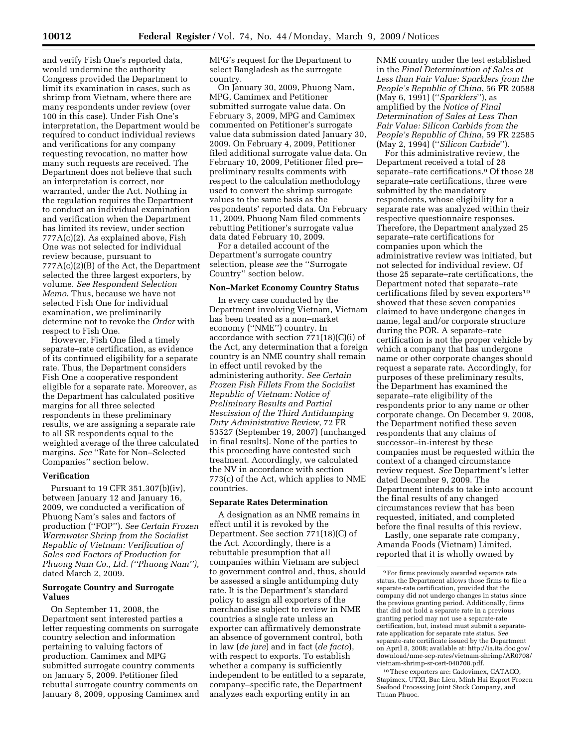and verify Fish One's reported data, would undermine the authority Congress provided the Department to limit its examination in cases, such as shrimp from Vietnam, where there are many respondents under review (over 100 in this case). Under Fish One's interpretation, the Department would be required to conduct individual reviews and verifications for any company requesting revocation, no matter how many such requests are received. The Department does not believe that such an interpretation is correct, nor warranted, under the Act. Nothing in the regulation requires the Department to conduct an individual examination and verification when the Department has limited its review, under section 777A(c)(2). As explained above, Fish One was not selected for individual review because, pursuant to 777A(c)(2)(B) of the Act, the Department selected the three largest exporters, by volume. *See Respondent Selection Memo*. Thus, because we have not selected Fish One for individual examination, we preliminarily determine not to revoke the *Order* with respect to Fish One.

However, Fish One filed a timely separate–rate certification, as evidence of its continued eligibility for a separate rate. Thus, the Department considers Fish One a cooperative respondent eligible for a separate rate. Moreover, as the Department has calculated positive margins for all three selected respondents in these preliminary results, we are assigning a separate rate to all SR respondents equal to the weighted average of the three calculated margins. *See* ''Rate for Non–Selected Companies'' section below.

## Verification

Pursuant to 19 CFR 351.307(b)(iv), between January 12 and January 16, 2009, we conducted a verification of Phuong Nam's sales and factors of production (''FOP''). *See Certain Frozen Warmwater Shrimp from the Socialist Republic of Vietnam: Verification of Sales and Factors of Production for Phuong Nam Co., Ltd. (''Phuong Nam'')*, dated March 2, 2009.

## Surrogate Country and Surrogate Values

On September 11, 2008, the Department sent interested parties a letter requesting comments on surrogate country selection and information pertaining to valuing factors of production. Camimex and MPG submitted surrogate country comments on January 5, 2009. Petitioner filed rebuttal surrogate country comments on January 8, 2009, opposing Camimex and MPG's request for the Department to select Bangladesh as the surrogate country.

On January 30, 2009, Phuong Nam, MPG, Camimex and Petitioner submitted surrogate value data. On February 3, 2009, MPG and Camimex commented on Petitioner's surrogate value data submission dated January 30, 2009. On February 4, 2009, Petitioner filed additional surrogate value data. On February 10, 2009, Petitioner filed pre–preliminary results comments with respect to the calculation methodology used to convert the shrimp surrogate values to the same basis as the respondents' reported data. On February 11, 2009, Phuong Nam filed comments rebutting Petitioner's surrogate value data dated February 10, 2009.

For a detailed account of the Department's surrogate country selection, please *see* the ''Surrogate Country'' section below.

## Non–Market Economy Country Status

In every case conducted by the Department involving Vietnam, Vietnam has been treated as a non–market economy (''NME'') country. In accordance with section 771(18)(C)(i) of the Act, any determination that a foreign country is an NME country shall remain in effect until revoked by the administering authority. *See Certain Frozen Fish Fillets From the Socialist Republic of Vietnam: Notice of Preliminary Results and Partial Rescission of the Third Antidumping Duty Administrative Review*, 72 FR 53527 (September 19, 2007) (unchanged in final results). None of the parties to this proceeding have contested such treatment. Accordingly, we calculated the NV in accordance with section 773(c) of the Act, which applies to NME countries.

## Separate Rates Determination

A designation as an NME remains in effect until it is revoked by the Department. See section 771(18)(C) of the Act. Accordingly, there is a rebuttable presumption that all companies within Vietnam are subject to government control and, thus, should be assessed a single antidumping duty rate. It is the Department's standard policy to assign all exporters of the merchandise subject to review in NME countries a single rate unless an exporter can affirmatively demonstrate an absence of government control, both in law (*de jure*) and in fact (*de facto*), with respect to exports. To establish whether a company is sufficiently independent to be entitled to a separate, company–specific rate, the Department analyzes each exporting entity in an NME country under the test established in the *Final Determination of Sales at Less than Fair Value: Sparklers from the People's Republic of China*, 56 FR 20588 (May 6, 1991) (''*Sparklers*''), as amplified by the *Notice of Final Determination of Sales at Less Than Fair Value: Silicon Carbide from the People's Republic of China*, 59 FR 22585 (May 2, 1994) (''*Silicon Carbide*'').

For this administrative review, the Department received a total of 28 separate–rate certifications.[9] Of those 28 separate–rate certifications, three were submitted by the mandatory respondents, whose eligibility for a separate rate was analyzed within their respective questionnaire responses. Therefore, the Department analyzed 25 separate–rate certifications for companies upon which the administrative review was initiated, but not selected for individual review. Of those 25 separate–rate certifications, the Department noted that separate–rate certifications filed by seven exporters[10] showed that these seven companies claimed to have undergone changes in name, legal and/or corporate structure during the POR. A separate–rate certification is not the proper vehicle by which a company that has undergone name or other corporate changes should request a separate rate. Accordingly, for purposes of these preliminary results, the Department has examined the separate–rate eligibility of the respondents prior to any name or other corporate change. On December 9, 2008, the Department notified these seven respondents that any claims of successor–in-interest by these companies must be requested within the context of a changed circumstance review request. *See* Department's letter dated December 9, 2009. The Department intends to take into account the final results of any changed circumstances review that has been requested, initiated, and completed before the final results of this review.

Lastly, one separate rate company, Amanda Foods (Vietnam) Limited, reported that it is wholly owned by

[9] For firms previously awarded separate rate status, the Department allows those firms to file a separate-rate certification, provided that the company did not undergo changes in status since the previous granting period. Additionally, firms that did not hold a separate rate in a previous granting period may not use a separate-rate certification, but, instead must submit a separate-rate application for separate rate status. *See* separate-rate certificate issued by the Department on April 8, 2008; available at: http://ia.ita.doc.gov/download/nme-sep-rates/vietnam-shrimp/AR0708/vietnam-shrimp-sr-cert-040708.pdf.

[10] These exporters are: Cadovimex, CATACO, Stapimex, UTXI, Bac Lieu, Minh Hai Export Frozen Seafood Processing Joint Stock Company, and Thuan Phuoc.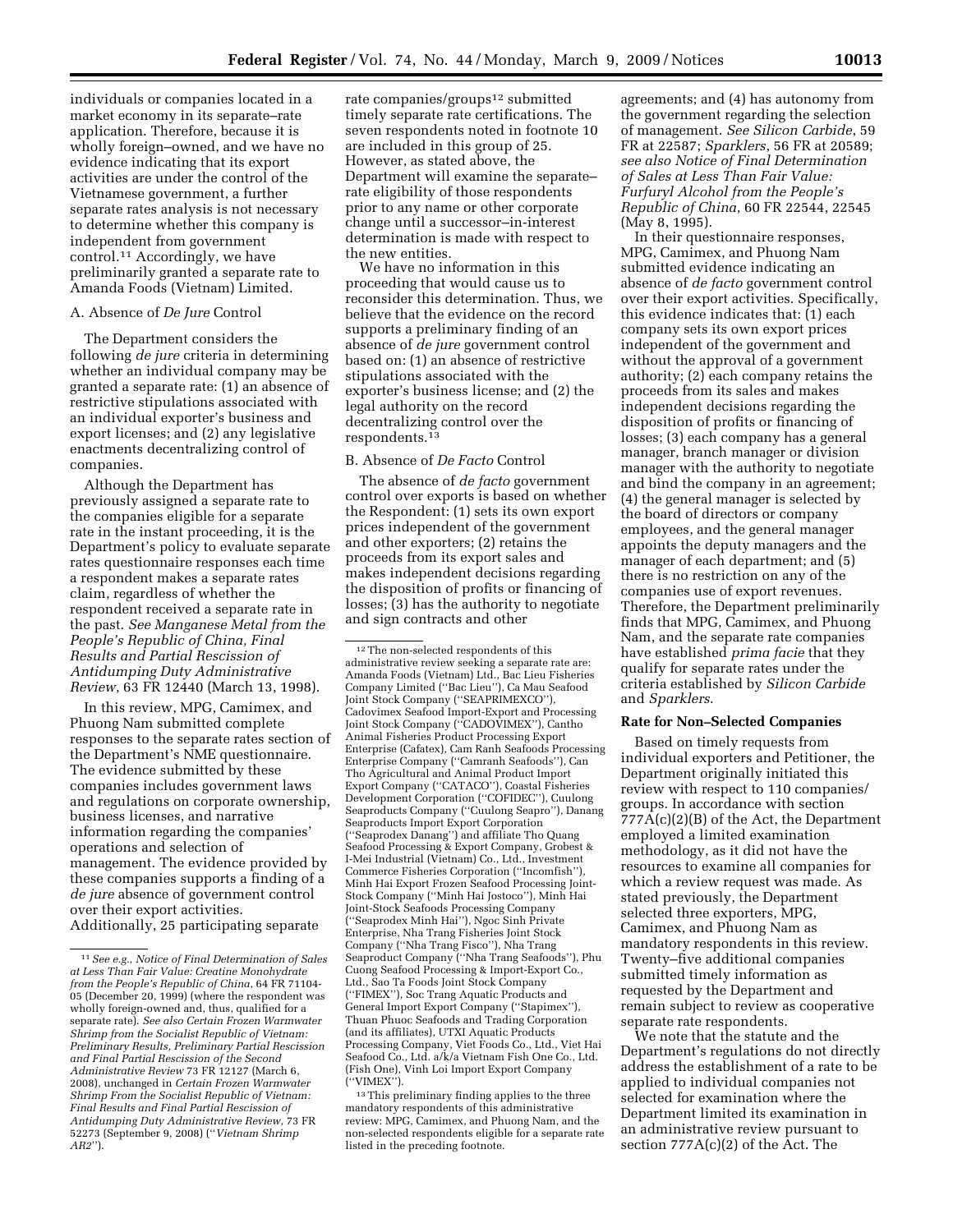individuals or companies located in a market economy in its separate–rate application. Therefore, because it is wholly foreign–owned, and we have no evidence indicating that its export activities are under the control of the Vietnamese government, a further separate rates analysis is not necessary to determine whether this company is independent from government control.[11] Accordingly, we have preliminarily granted a separate rate to Amanda Foods (Vietnam) Limited.

A. Absence of *De Jure* Control

The Department considers the following *de jure* criteria in determining whether an individual company may be granted a separate rate: (1) an absence of restrictive stipulations associated with an individual exporter's business and export licenses; and (2) any legislative enactments decentralizing control of companies.

Although the Department has previously assigned a separate rate to the companies eligible for a separate rate in the instant proceeding, it is the Department's policy to evaluate separate rates questionnaire responses each time a respondent makes a separate rates claim, regardless of whether the respondent received a separate rate in the past. *See Manganese Metal from the People's Republic of China, Final Results and Partial Rescission of Antidumping Duty Administrative Review*, 63 FR 12440 (March 13, 1998).

In this review, MPG, Camimex, and Phuong Nam submitted complete responses to the separate rates section of the Department's NME questionnaire. The evidence submitted by these companies includes government laws and regulations on corporate ownership, business licenses, and narrative information regarding the companies' operations and selection of management. The evidence provided by these companies supports a finding of a *de jure* absence of government control over their export activities. Additionally, 25 participating separate rate companies/groups[12] submitted timely separate rate certifications. The seven respondents noted in footnote 10 are included in this group of 25. However, as stated above, the Department will examine the separate–rate eligibility of those respondents prior to any name or other corporate change until a successor–in-interest determination is made with respect to the new entities.

We have no information in this proceeding that would cause us to reconsider this determination. Thus, we believe that the evidence on the record supports a preliminary finding of an absence of *de jure* government control based on: (1) an absence of restrictive stipulations associated with the exporter's business license; and (2) the legal authority on the record decentralizing control over the respondents.[13]

B. Absence of *De Facto* Control

The absence of *de facto* government control over exports is based on whether the Respondent: (1) sets its own export prices independent of the government and other exporters; (2) retains the proceeds from its export sales and makes independent decisions regarding the disposition of profits or financing of losses; (3) has the authority to negotiate and sign contracts and other agreements; and (4) has autonomy from the government regarding the selection of management. *See Silicon Carbide*, 59 FR at 22587; *Sparklers*, 56 FR at 20589; *see also Notice of Final Determination of Sales at Less Than Fair Value: Furfuryl Alcohol from the People's Republic of China*, 60 FR 22544, 22545 (May 8, 1995).

In their questionnaire responses, MPG, Camimex, and Phuong Nam submitted evidence indicating an absence of *de facto* government control over their export activities. Specifically, this evidence indicates that: (1) each company sets its own export prices independent of the government and without the approval of a government authority; (2) each company retains the proceeds from its sales and makes independent decisions regarding the disposition of profits or financing of losses; (3) each company has a general manager, branch manager or division manager with the authority to negotiate and bind the company in an agreement; (4) the general manager is selected by the board of directors or company employees, and the general manager appoints the deputy managers and the manager of each department; and (5) there is no restriction on any of the companies use of export revenues. Therefore, the Department preliminarily finds that MPG, Camimex, and Phuong Nam, and the separate rate companies have established *prima facie* that they qualify for separate rates under the criteria established by *Silicon Carbide* and *Sparklers*.

**Rate for Non–Selected Companies**

Based on timely requests from individual exporters and Petitioner, the Department originally initiated this review with respect to 110 companies/groups. In accordance with section 777A(c)(2)(B) of the Act, the Department employed a limited examination methodology, as it did not have the resources to examine all companies for which a review request was made. As stated previously, the Department selected three exporters, MPG, Camimex, and Phuong Nam as mandatory respondents in this review. Twenty–five additional companies submitted timely information as requested by the Department and remain subject to review as cooperative separate rate respondents.

We note that the statute and the Department's regulations do not directly address the establishment of a rate to be applied to individual companies not selected for examination where the Department limited its examination in an administrative review pursuant to section 777A(c)(2) of the Act. The

---

[11] *See e.g., Notice of Final Determination of Sales at Less Than Fair Value: Creatine Monohydrate from the People's Republic of China*, 64 FR 71104-05 (December 20, 1999) (where the respondent was wholly foreign-owned and, thus, qualified for a separate rate). *See also Certain Frozen Warmwater Shrimp from the Socialist Republic of Vietnam: Preliminary Results, Preliminary Partial Rescission and Final Partial Rescission of the Second Administrative Review* 73 FR 12127 (March 6, 2008), unchanged in *Certain Frozen Warmwater Shrimp From the Socialist Republic of Vietnam: Final Results and Final Partial Rescission of Antidumping Duty Administrative Review*, 73 FR 52273 (September 9, 2008) (''*Vietnam Shrimp AR2*'').

[12] The non-selected respondents of this administrative review seeking a separate rate are: Amanda Foods (Vietnam) Ltd., Bac Lieu Fisheries Company Limited (''Bac Lieu''), Ca Mau Seafood Joint Stock Company (''SEAPRIMEXCO''), Cadovimex Seafood Import-Export and Processing Joint Stock Company (''CADOVIMEX''), Cantho Animal Fisheries Product Processing Export Enterprise (Cafatex), Cam Ranh Seafoods Processing Enterprise Company (''Camranh Seafoods''), Can Tho Agricultural and Animal Product Import Export Company (''CATACO''), Coastal Fisheries Development Corporation (''COFIDEC''), Cuulong Seaproducts Company (''Cuulong Seapro''), Danang Seaproducts Import Export Corporation (''Seaprodex Danang'') and affiliate Tho Quang Seafood Processing & Export Company, Grobest & I-Mei Industrial (Vietnam) Co., Ltd., Investment Commerce Fisheries Corporation (''Incomfish''), Minh Hai Export Frozen Seafood Processing Joint-Stock Company (''Minh Hai Jostoco''), Minh Hai Joint-Stock Seafoods Processing Company (''Seaprodex Minh Hai''), Ngoc Sinh Private Enterprise, Nha Trang Fisheries Joint Stock Company (''Nha Trang Fisco''), Nha Trang Seaproduct Company (''Nha Trang Seafoods''), Phu Cuong Seafood Processing & Import-Export Co., Ltd., Sao Ta Foods Joint Stock Company (''FIMEX''), Soc Trang Aquatic Products and General Import Export Company (''Stapimex''), Thuan Phuoc Seafoods and Trading Corporation (and its affiliates), UTXI Aquatic Products Processing Company, Viet Foods Co., Ltd., Viet Hai Seafood Co., Ltd. a/k/a Vietnam Fish One Co., Ltd. (Fish One), Vinh Loi Import Export Company (''VIMEX'').

[13] This preliminary finding applies to the three mandatory respondents of this administrative review: MPG, Camimex, and Phuong Nam, and the non-selected respondents eligible for a separate rate listed in the preceding footnote.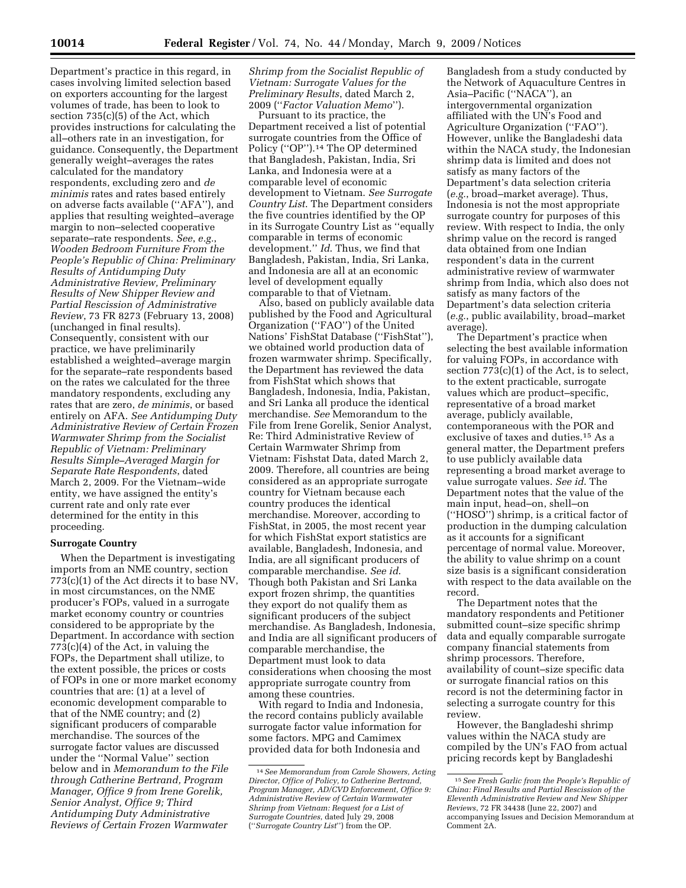Department's practice in this regard, in cases involving limited selection based on exporters accounting for the largest volumes of trade, has been to look to section 735(c)(5) of the Act, which provides instructions for calculating the all–others rate in an investigation, for guidance. Consequently, the Department generally weight–averages the rates calculated for the mandatory respondents, excluding zero and *de minimis* rates and rates based entirely on adverse facts available (''AFA''), and applies that resulting weighted–average margin to non–selected cooperative separate–rate respondents. *See, e.g.*, *Wooden Bedroom Furniture From the People's Republic of China: Preliminary Results of Antidumping Duty Administrative Review, Preliminary Results of New Shipper Review and Partial Rescission of Administrative Review*, 73 FR 8273 (February 13, 2008) (unchanged in final results). Consequently, consistent with our practice, we have preliminarily established a weighted–average margin for the separate–rate respondents based on the rates we calculated for the three mandatory respondents, excluding any rates that are zero, *de minimis*, or based entirely on AFA. *See Antidumping Duty Administrative Review of Certain Frozen Warmwater Shrimp from the Socialist Republic of Vietnam: Preliminary Results Simple–Averaged Margin for Separate Rate Respondents*, dated March 2, 2009. For the Vietnam–wide entity, we have assigned the entity's current rate and only rate ever determined for the entity in this proceeding.

**Surrogate Country**

When the Department is investigating imports from an NME country, section 773(c)(1) of the Act directs it to base NV, in most circumstances, on the NME producer's FOPs, valued in a surrogate market economy country or countries considered to be appropriate by the Department. In accordance with section 773(c)(4) of the Act, in valuing the FOPs, the Department shall utilize, to the extent possible, the prices or costs of FOPs in one or more market economy countries that are: (1) at a level of economic development comparable to that of the NME country; and (2) significant producers of comparable merchandise. The sources of the surrogate factor values are discussed under the ''Normal Value'' section below and in *Memorandum to the File through Catherine Bertrand, Program Manager, Office 9 from Irene Gorelik, Senior Analyst, Office 9; Third Antidumping Duty Administrative Reviews of Certain Frozen Warmwater Shrimp from the Socialist Republic of Vietnam: Surrogate Values for the Preliminary Results*, dated March 2, 2009 (''*Factor Valuation Memo*'').

Pursuant to its practice, the Department received a list of potential surrogate countries from the Office of Policy (''OP'').[14] The OP determined that Bangladesh, Pakistan, India, Sri Lanka, and Indonesia were at a comparable level of economic development to Vietnam. *See Surrogate Country List*. The Department considers the five countries identified by the OP in its Surrogate Country List as ''equally comparable in terms of economic development.'' *Id.* Thus, we find that Bangladesh, Pakistan, India, Sri Lanka, and Indonesia are all at an economic level of development equally comparable to that of Vietnam.

Also, based on publicly available data published by the Food and Agricultural Organization (''FAO'') of the United Nations' FishStat Database (''FishStat''), we obtained world production data of frozen warmwater shrimp. Specifically, the Department has reviewed the data from FishStat which shows that Bangladesh, Indonesia, India, Pakistan, and Sri Lanka all produce the identical merchandise. *See* Memorandum to the File from Irene Gorelik, Senior Analyst, Re: Third Administrative Review of Certain Warmwater Shrimp from Vietnam: Fishstat Data, dated March 2, 2009. Therefore, all countries are being considered as an appropriate surrogate country for Vietnam because each country produces the identical merchandise. Moreover, according to FishStat, in 2005, the most recent year for which FishStat export statistics are available, Bangladesh, Indonesia, and India, are all significant producers of comparable merchandise. *See id.* Though both Pakistan and Sri Lanka export frozen shrimp, the quantities they export do not qualify them as significant producers of the subject merchandise. As Bangladesh, Indonesia, and India are all significant producers of comparable merchandise, the Department must look to data considerations when choosing the most appropriate surrogate country from among these countries.

With regard to India and Indonesia, the record contains publicly available surrogate factor value information for some factors. MPG and Camimex provided data for both Indonesia and Bangladesh from a study conducted by the Network of Aquaculture Centres in Asia–Pacific (''NACA''), an intergovernmental organization affiliated with the UN's Food and Agriculture Organization (''FAO''). However, unlike the Bangladeshi data within the NACA study, the Indonesian shrimp data is limited and does not satisfy as many factors of the Department's data selection criteria (*e.g.*, broad–market average). Thus, Indonesia is not the most appropriate surrogate country for purposes of this review. With respect to India, the only shrimp value on the record is ranged data obtained from one Indian respondent's data in the current administrative review of warmwater shrimp from India, which also does not satisfy as many factors of the Department's data selection criteria (*e.g.*, public availability, broad–market average).

The Department's practice when selecting the best available information for valuing FOPs, in accordance with section 773(c)(1) of the Act, is to select, to the extent practicable, surrogate values which are product–specific, representative of a broad market average, publicly available, contemporaneous with the POR and exclusive of taxes and duties.[15] As a general matter, the Department prefers to use publicly available data representing a broad market average to value surrogate values. *See id.* The Department notes that the value of the main input, head–on, shell–on (''HOSO'') shrimp, is a critical factor of production in the dumping calculation as it accounts for a significant percentage of normal value. Moreover, the ability to value shrimp on a count size basis is a significant consideration with respect to the data available on the record.

The Department notes that the mandatory respondents and Petitioner submitted count–size specific shrimp data and equally comparable surrogate company financial statements from shrimp processors. Therefore, availability of count–size specific data or surrogate financial ratios on this record is not the determining factor in selecting a surrogate country for this review.

However, the Bangladeshi shrimp values within the NACA study are compiled by the UN's FAO from actual pricing records kept by Bangladeshi

[14] *See Memorandum from Carole Showers, Acting Director, Office of Policy, to Catherine Bertrand, Program Manager, AD/CVD Enforcement, Office 9: Administrative Review of Certain Warmwater Shrimp from Vietnam: Request for a List of Surrogate Countries*, dated July 29, 2008 (''*Surrogate Country List*'') from the OP.

[15] *See Fresh Garlic from the People's Republic of China: Final Results and Partial Rescission of the Eleventh Administrative Review and New Shipper Reviews*, 72 FR 34438 (June 22, 2007) and accompanying Issues and Decision Memorandum at Comment 2A.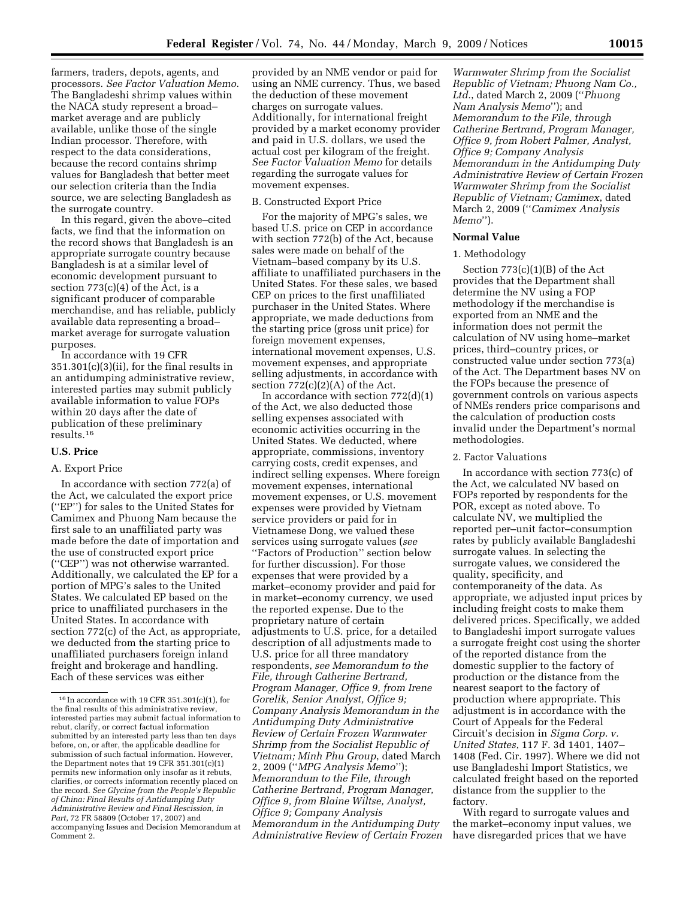farmers, traders, depots, agents, and processors. *See Factor Valuation Memo*. The Bangladeshi shrimp values within the NACA study represent a broad–market average and are publicly available, unlike those of the single Indian processor. Therefore, with respect to the data considerations, because the record contains shrimp values for Bangladesh that better meet our selection criteria than the India source, we are selecting Bangladesh as the surrogate country.

In this regard, given the above–cited facts, we find that the information on the record shows that Bangladesh is an appropriate surrogate country because Bangladesh is at a similar level of economic development pursuant to section 773(c)(4) of the Act, is a significant producer of comparable merchandise, and has reliable, publicly available data representing a broad–market average for surrogate valuation purposes.

In accordance with 19 CFR 351.301(c)(3)(ii), for the final results in an antidumping administrative review, interested parties may submit publicly available information to value FOPs within 20 days after the date of publication of these preliminary results.[16]

## U.S. Price

### A. Export Price

In accordance with section 772(a) of the Act, we calculated the export price (''EP'') for sales to the United States for Camimex and Phuong Nam because the first sale to an unaffiliated party was made before the date of importation and the use of constructed export price (''CEP'') was not otherwise warranted. Additionally, we calculated the EP for a portion of MPG's sales to the United States. We calculated EP based on the price to unaffiliated purchasers in the United States. In accordance with section 772(c) of the Act, as appropriate, we deducted from the starting price to unaffiliated purchasers foreign inland freight and brokerage and handling. Each of these services was either provided by an NME vendor or paid for using an NME currency. Thus, we based the deduction of these movement charges on surrogate values. Additionally, for international freight provided by a market economy provider and paid in U.S. dollars, we used the actual cost per kilogram of the freight. *See Factor Valuation Memo* for details regarding the surrogate values for movement expenses.

### B. Constructed Export Price

For the majority of MPG's sales, we based U.S. price on CEP in accordance with section 772(b) of the Act, because sales were made on behalf of the Vietnam–based company by its U.S. affiliate to unaffiliated purchasers in the United States. For these sales, we based CEP on prices to the first unaffiliated purchaser in the United States. Where appropriate, we made deductions from the starting price (gross unit price) for foreign movement expenses, international movement expenses, U.S. movement expenses, and appropriate selling adjustments, in accordance with section 772(c)(2)(A) of the Act.

In accordance with section 772(d)(1) of the Act, we also deducted those selling expenses associated with economic activities occurring in the United States. We deducted, where appropriate, commissions, inventory carrying costs, credit expenses, and indirect selling expenses. Where foreign movement expenses, international movement expenses, or U.S. movement expenses were provided by Vietnam service providers or paid for in Vietnamese Dong, we valued these services using surrogate values (*see* ''Factors of Production'' section below for further discussion). For those expenses that were provided by a market–economy provider and paid for in market–economy currency, we used the reported expense. Due to the proprietary nature of certain adjustments to U.S. price, for a detailed description of all adjustments made to U.S. price for all three mandatory respondents, *see Memorandum to the File, through Catherine Bertrand, Program Manager, Office 9, from Irene Gorelik, Senior Analyst, Office 9; Company Analysis Memorandum in the Antidumping Duty Administrative Review of Certain Frozen Warmwater Shrimp from the Socialist Republic of Vietnam; Minh Phu Group*, dated March 2, 2009 (''*MPG Analysis Memo*''); *Memorandum to the File, through Catherine Bertrand, Program Manager, Office 9, from Blaine Wiltse, Analyst, Office 9; Company Analysis Memorandum in the Antidumping Duty Administrative Review of Certain Frozen Warmwater Shrimp from the Socialist Republic of Vietnam; Phuong Nam Co., Ltd.*, dated March 2, 2009 (''*Phuong Nam Analysis Memo*''); and *Memorandum to the File, through Catherine Bertrand, Program Manager, Office 9, from Robert Palmer, Analyst, Office 9; Company Analysis Memorandum in the Antidumping Duty Administrative Review of Certain Frozen Warmwater Shrimp from the Socialist Republic of Vietnam; Camimex*, dated March 2, 2009 (''*Camimex Analysis Memo*'').

## Normal Value

### 1. Methodology

Section 773(c)(1)(B) of the Act provides that the Department shall determine the NV using a FOP methodology if the merchandise is exported from an NME and the information does not permit the calculation of NV using home–market prices, third–country prices, or constructed value under section 773(a) of the Act. The Department bases NV on the FOPs because the presence of government controls on various aspects of NMEs renders price comparisons and the calculation of production costs invalid under the Department's normal methodologies.

### 2. Factor Valuations

In accordance with section 773(c) of the Act, we calculated NV based on FOPs reported by respondents for the POR, except as noted above. To calculate NV, we multiplied the reported per–unit factor–consumption rates by publicly available Bangladeshi surrogate values. In selecting the surrogate values, we considered the quality, specificity, and contemporaneity of the data. As appropriate, we adjusted input prices by including freight costs to make them delivered prices. Specifically, we added to Bangladeshi import surrogate values a surrogate freight cost using the shorter of the reported distance from the domestic supplier to the factory of production or the distance from the nearest seaport to the factory of production where appropriate. This adjustment is in accordance with the Court of Appeals for the Federal Circuit's decision in *Sigma Corp. v. United States*, 117 F. 3d 1401, 1407–1408 (Fed. Cir. 1997). Where we did not use Bangladeshi Import Statistics, we calculated freight based on the reported distance from the supplier to the factory.

With regard to surrogate values and the market–economy input values, we have disregarded prices that we have

---

[16] In accordance with 19 CFR 351.301(c)(1), for the final results of this administrative review, interested parties may submit factual information to rebut, clarify, or correct factual information submitted by an interested party less than ten days before, on, or after, the applicable deadline for submission of such factual information. However, the Department notes that 19 CFR 351.301(c)(1) permits new information only insofar as it rebuts, clarifies, or corrects information recently placed on the record. *See Glycine from the People's Republic of China: Final Results of Antidumping Duty Administrative Review and Final Rescission, in Part*, 72 FR 58809 (October 17, 2007) and accompanying Issues and Decision Memorandum at Comment 2.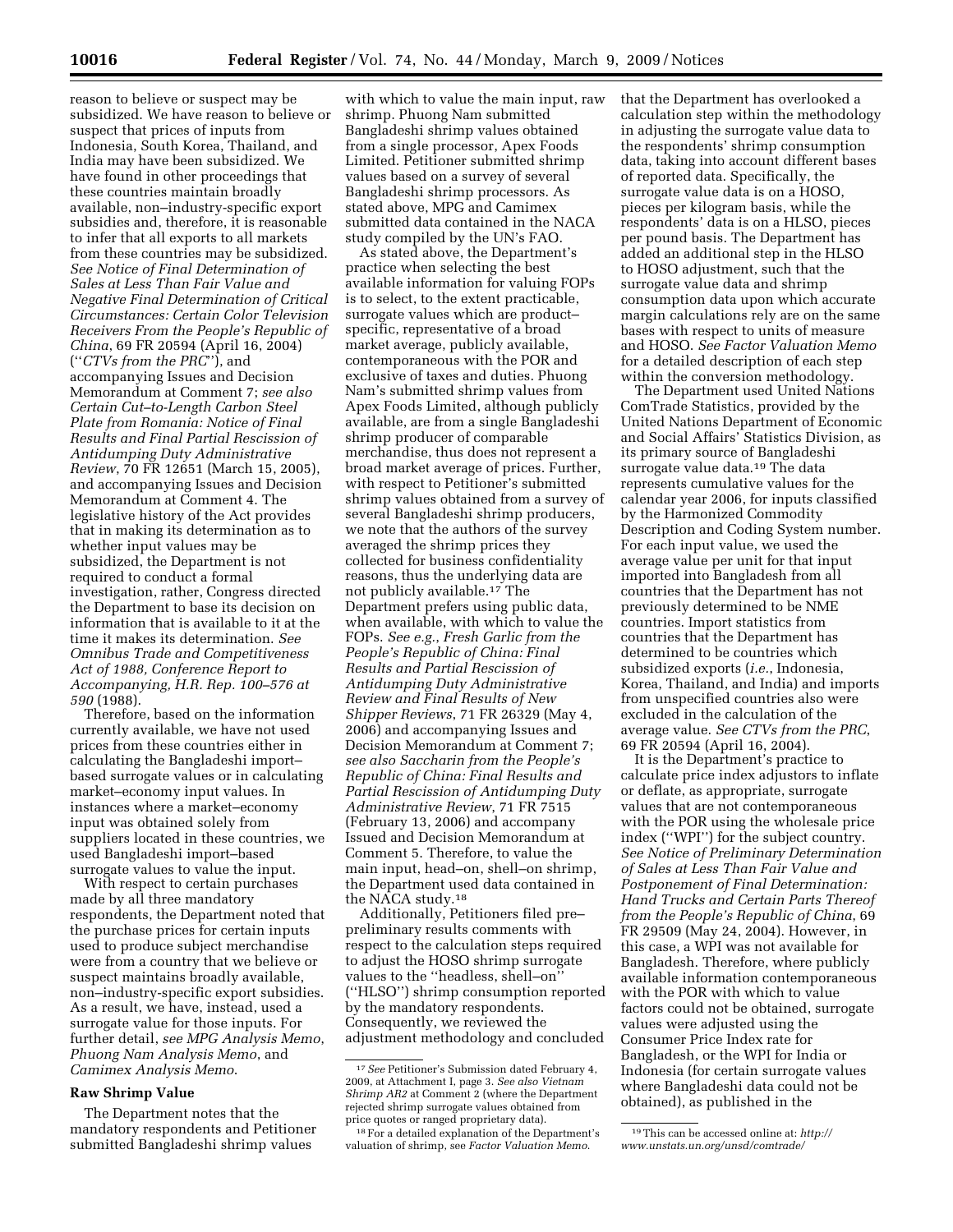reason to believe or suspect may be subsidized. We have reason to believe or suspect that prices of inputs from Indonesia, South Korea, Thailand, and India may have been subsidized. We have found in other proceedings that these countries maintain broadly available, non–industry-specific export subsidies and, therefore, it is reasonable to infer that all exports to all markets from these countries may be subsidized. *See Notice of Final Determination of Sales at Less Than Fair Value and Negative Final Determination of Critical Circumstances: Certain Color Television Receivers From the People's Republic of China*, 69 FR 20594 (April 16, 2004) (''*CTVs from the PRC*''), and accompanying Issues and Decision Memorandum at Comment 7; *see also Certain Cut–to-Length Carbon Steel Plate from Romania: Notice of Final Results and Final Partial Rescission of Antidumping Duty Administrative Review*, 70 FR 12651 (March 15, 2005), and accompanying Issues and Decision Memorandum at Comment 4. The legislative history of the Act provides that in making its determination as to whether input values may be subsidized, the Department is not required to conduct a formal investigation, rather, Congress directed the Department to base its decision on information that is available to it at the time it makes its determination. *See Omnibus Trade and Competitiveness Act of 1988, Conference Report to Accompanying, H.R. Rep. 100–576 at 590* (1988).

Therefore, based on the information currently available, we have not used prices from these countries either in calculating the Bangladeshi import–based surrogate values or in calculating market–economy input values. In instances where a market–economy input was obtained solely from suppliers located in these countries, we used Bangladeshi import–based surrogate values to value the input.

With respect to certain purchases made by all three mandatory respondents, the Department noted that the purchase prices for certain inputs used to produce subject merchandise were from a country that we believe or suspect maintains broadly available, non–industry-specific export subsidies. As a result, we have, instead, used a surrogate value for those inputs. For further detail, *see MPG Analysis Memo*, *Phuong Nam Analysis Memo*, and *Camimex Analysis Memo*.

**Raw Shrimp Value**

The Department notes that the mandatory respondents and Petitioner submitted Bangladeshi shrimp values with which to value the main input, raw shrimp. Phuong Nam submitted Bangladeshi shrimp values obtained from a single processor, Apex Foods Limited. Petitioner submitted shrimp values based on a survey of several Bangladeshi shrimp processors. As stated above, MPG and Camimex submitted data contained in the NACA study compiled by the UN's FAO.

As stated above, the Department's practice when selecting the best available information for valuing FOPs is to select, to the extent practicable, surrogate values which are product–specific, representative of a broad market average, publicly available, contemporaneous with the POR and exclusive of taxes and duties. Phuong Nam's submitted shrimp values from Apex Foods Limited, although publicly available, are from a single Bangladeshi shrimp producer of comparable merchandise, thus does not represent a broad market average of prices. Further, with respect to Petitioner's submitted shrimp values obtained from a survey of several Bangladeshi shrimp producers, we note that the authors of the survey averaged the shrimp prices they collected for business confidentiality reasons, thus the underlying data are not publicly available.[17] The Department prefers using public data, when available, with which to value the FOPs. *See e.g.*, *Fresh Garlic from the People's Republic of China: Final Results and Partial Rescission of Antidumping Duty Administrative Review and Final Results of New Shipper Reviews*, 71 FR 26329 (May 4, 2006) and accompanying Issues and Decision Memorandum at Comment 7; *see also Saccharin from the People's Republic of China: Final Results and Partial Rescission of Antidumping Duty Administrative Review*, 71 FR 7515 (February 13, 2006) and accompany Issued and Decision Memorandum at Comment 5. Therefore, to value the main input, head–on, shell–on shrimp, the Department used data contained in the NACA study.[18]

Additionally, Petitioners filed pre–preliminary results comments with respect to the calculation steps required to adjust the HOSO shrimp surrogate values to the ''headless, shell–on'' (''HLSO'') shrimp consumption reported by the mandatory respondents. Consequently, we reviewed the adjustment methodology and concluded that the Department has overlooked a calculation step within the methodology in adjusting the surrogate value data to the respondents' shrimp consumption data, taking into account different bases of reported data. Specifically, the surrogate value data is on a HOSO, pieces per kilogram basis, while the respondents' data is on a HLSO, pieces per pound basis. The Department has added an additional step in the HLSO to HOSO adjustment, such that the surrogate value data and shrimp consumption data upon which accurate margin calculations rely are on the same bases with respect to units of measure and HOSO. *See Factor Valuation Memo* for a detailed description of each step within the conversion methodology.

The Department used United Nations ComTrade Statistics, provided by the United Nations Department of Economic and Social Affairs' Statistics Division, as its primary source of Bangladeshi surrogate value data.[19] The data represents cumulative values for the calendar year 2006, for inputs classified by the Harmonized Commodity Description and Coding System number. For each input value, we used the average value per unit for that input imported into Bangladesh from all countries that the Department has not previously determined to be NME countries. Import statistics from countries that the Department has determined to be countries which subsidized exports (*i.e.*, Indonesia, Korea, Thailand, and India) and imports from unspecified countries also were excluded in the calculation of the average value. *See CTVs from the PRC*, 69 FR 20594 (April 16, 2004).

It is the Department's practice to calculate price index adjustors to inflate or deflate, as appropriate, surrogate values that are not contemporaneous with the POR using the wholesale price index (''WPI'') for the subject country. *See Notice of Preliminary Determination of Sales at Less Than Fair Value and Postponement of Final Determination: Hand Trucks and Certain Parts Thereof from the People's Republic of China*, 69 FR 29509 (May 24, 2004). However, in this case, a WPI was not available for Bangladesh. Therefore, where publicly available information contemporaneous with the POR with which to value factors could not be obtained, surrogate values were adjusted using the Consumer Price Index rate for Bangladesh, or the WPI for India or Indonesia (for certain surrogate values where Bangladeshi data could not be obtained), as published in the

[17] *See* Petitioner's Submission dated February 4, 2009, at Attachment I, page 3. *See also Vietnam Shrimp AR2* at Comment 2 (where the Department rejected shrimp surrogate values obtained from price quotes or ranged proprietary data).

[18] For a detailed explanation of the Department's valuation of shrimp, see *Factor Valuation Memo*.

[19] This can be accessed online at: *http://www.unstats.un.org/unsd/comtrade/*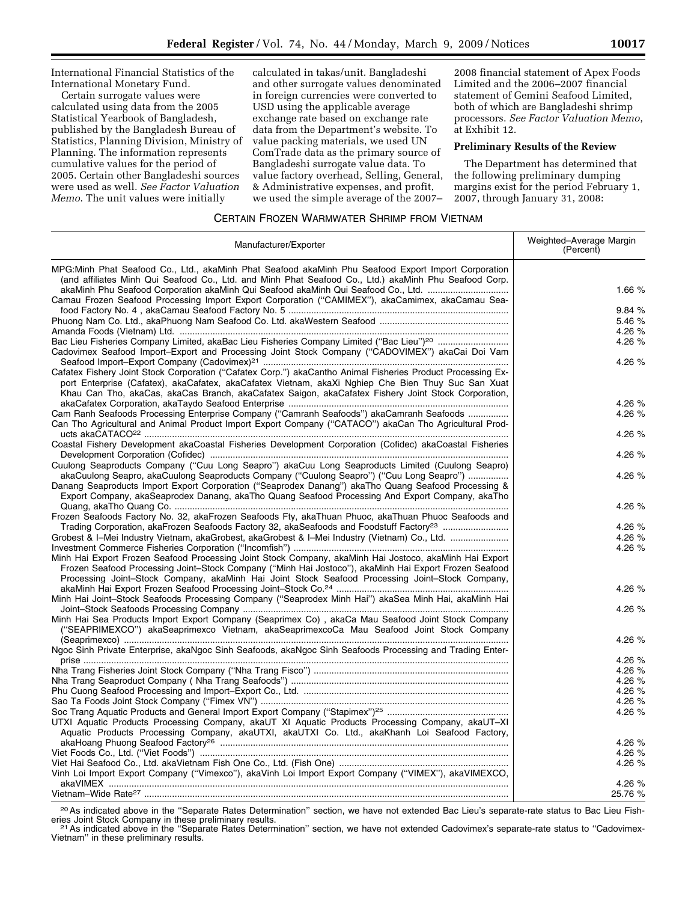International Financial Statistics of the International Monetary Fund.

Certain surrogate values were calculated using data from the 2005 Statistical Yearbook of Bangladesh, published by the Bangladesh Bureau of Statistics, Planning Division, Ministry of Planning. The information represents cumulative values for the period of 2005. Certain other Bangladeshi sources were used as well. *See Factor Valuation Memo*. The unit values were initially calculated in takas/unit. Bangladeshi and other surrogate values denominated in foreign currencies were converted to USD using the applicable average exchange rate based on exchange rate data from the Department's website. To value packing materials, we used UN ComTrade data as the primary source of Bangladeshi surrogate value data. To value factory overhead, Selling, General, & Administrative expenses, and profit, we used the simple average of the 2007–2008 financial statement of Apex Foods Limited and the 2006–2007 financial statement of Gemini Seafood Limited, both of which are Bangladeshi shrimp processors. *See Factor Valuation Memo*, at Exhibit 12.

**Preliminary Results of the Review**

The Department has determined that the following preliminary dumping margins exist for the period February 1, 2007, through January 31, 2008:

CERTAIN FROZEN WARMWATER SHRIMP FROM VIETNAM

| Manufacturer/Exporter | Weighted–Average Margin (Percent) |
|---|---|
| MPG:Minh Phat Seafood Co., Ltd., akaMinh Phat Seafood akaMinh Phu Seafood Export Import Corporation (and affiliates Minh Qui Seafood Co., Ltd. and Minh Phat Seafood Co., Ltd.) akaMinh Phu Seafood Corp. akaMinh Phu Seafood Corporation akaMinh Qui Seafood akaMinh Qui Seafood Co., Ltd. | 1.66 % |
| Camau Frozen Seafood Processing Import Export Corporation (''CAMIMEX''), akaCamimex, akaCamau Seafood Factory No. 4 , akaCamau Seafood Factory No. 5 | 9.84 % |
| Phuong Nam Co. Ltd., akaPhuong Nam Seafood Co. Ltd. akaWestern Seafood | 5.46 % |
| Amanda Foods (Vietnam) Ltd. | 4.26 % |
| Bac Lieu Fisheries Company Limited, akaBac Lieu Fisheries Company Limited (''Bac Lieu'')[20] | 4.26 % |
| Cadovimex Seafood Import–Export and Processing Joint Stock Company (''CADOVIMEX'') akaCai Doi Vam Seafood Import–Export Company (Cadovimex)[21] | 4.26 % |
| Cafatex Fishery Joint Stock Corporation (''Cafatex Corp.'') akaCantho Animal Fisheries Product Processing Export Enterprise (Cafatex), akaCafatex, akaCafatex Vietnam, akaXi Nghiep Che Bien Thuy Suc San Xuat Khau Can Tho, akaCas, akaCas Branch, akaCafatex Saigon, akaCafatex Fishery Joint Stock Corporation, akaCafatex Corporation, akaTaydo Seafood Enterprise | 4.26 % |
| Cam Ranh Seafoods Processing Enterprise Company (''Camranh Seafoods'') akaCamranh Seafoods | 4.26 % |
| Can Tho Agricultural and Animal Product Import Export Company (''CATACO'') akaCan Tho Agricultural Products akaCATACO[22] | 4.26 % |
| Coastal Fishery Development akaCoastal Fisheries Development Corporation (Cofidec) akaCoastal Fisheries Development Corporation (Cofidec) | 4.26 % |
| Cuulong Seaproducts Company (''Cuu Long Seapro'') akaCuu Long Seaproducts Limited (Cuulong Seapro) akaCuulong Seapro, akaCuulong Seaproducts Company (''Cuulong Seapro'') (''Cuu Long Seapro'') | 4.26 % |
| Danang Seaproducts Import Export Corporation (''Seaprodex Danang'') akaTho Quang Seafood Processing & Export Company, akaSeaprodex Danang, akaTho Quang Seafood Processing And Export Company, akaTho Quang, akaTho Quang Co. | 4.26 % |
| Frozen Seafoods Factory No. 32, akaFrozen Seafoods Fty, akaThuan Phuoc, akaThuan Phuoc Seafoods and Trading Corporation, akaFrozen Seafoods Factory 32, akaSeafoods and Foodstuff Factory[23] | 4.26 % |
| Grobest & I–Mei Industry Vietnam, akaGrobest, akaGrobest & I–Mei Industry (Vietnam) Co., Ltd. | 4.26 % |
| Investment Commerce Fisheries Corporation (''Incomfish'') | 4.26 % |
| Minh Hai Export Frozen Seafood Processing Joint Stock Company, akaMinh Hai Jostoco, akaMinh Hai Export Frozen Seafood Processing Joint–Stock Company (''Minh Hai Jostoco''), akaMinh Hai Export Frozen Seafood Processing Joint–Stock Company, akaMinh Hai Joint Stock Seafood Processing Joint–Stock Company, akaMinh Hai Export Frozen Seafood Processing Joint–Stock Co.[24] | 4.26 % |
| Minh Hai Joint–Stock Seafoods Processing Company (''Seaprodex Minh Hai'') akaSea Minh Hai, akaMinh Hai Joint–Stock Seafoods Processing Company | 4.26 % |
| Minh Hai Sea Products Import Export Company (Seaprimex Co) , akaCa Mau Seafood Joint Stock Company (''SEAPRIMEXCO'') akaSeaprimexco Vietnam, akaSeaprimexcoCa Mau Seafood Joint Stock Company (Seaprimexco) | 4.26 % |
| Ngoc Sinh Private Enterprise, akaNgoc Sinh Seafoods, akaNgoc Sinh Seafoods Processing and Trading Enterprise | 4.26 % |
| Nha Trang Fisheries Joint Stock Company (''Nha Trang Fisco'') | 4.26 % |
| Nha Trang Seaproduct Company ( Nha Trang Seafoods'') | 4.26 % |
| Phu Cuong Seafood Processing and Import–Export Co., Ltd. | 4.26 % |
| Sao Ta Foods Joint Stock Company (''Fimex VN'') | 4.26 % |
| Soc Trang Aquatic Products and General Import Export Company (''Stapimex'')[25] | 4.26 % |
| UTXI Aquatic Products Processing Company, akaUT XI Aquatic Products Processing Company, akaUT–XI Aquatic Products Processing Company, akaUTXI, akaUTXI Co. Ltd., akaKhanh Loi Seafood Factory, akaHoang Phuong Seafood Factory[26] | 4.26 % |
| Viet Foods Co., Ltd. (''Viet Foods'') | 4.26 % |
| Viet Hai Seafood Co., Ltd. akaVietnam Fish One Co., Ltd. (Fish One) | 4.26 % |
| Vinh Loi Import Export Company (''Vimexco''), akaVinh Loi Import Export Company (''VIMEX''), akaVIMEXCO, akaVIMEX | 4.26 % |
| Vietnam–Wide Rate[27] | 25.76 % |

[20] As indicated above in the ''Separate Rates Determination'' section, we have not extended Bac Lieu's separate-rate status to Bac Lieu Fisheries Joint Stock Company in these preliminary results.

[21] As indicated above in the ''Separate Rates Determination'' section, we have not extended Cadovimex's separate-rate status to ''Cadovimex-Vietnam'' in these preliminary results.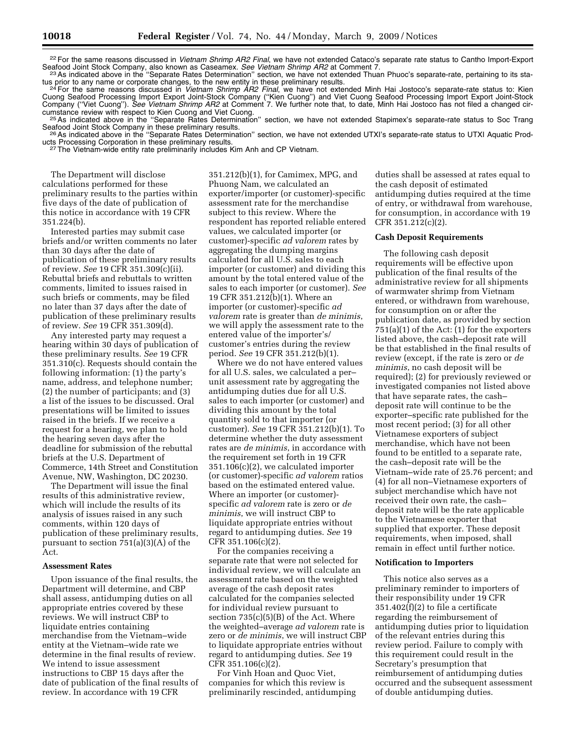[22] For the same reasons discussed in *Vietnam Shrimp AR2 Final*, we have not extended Cataco's separate rate status to Cantho Import-Export Seafood Joint Stock Company, also known as Caseamex. *See Vietnam Shrimp AR2* at Comment 7.

[23] As indicated above in the "Separate Rates Determination" section, we have not extended Thuan Phuoc's separate-rate, pertaining to its status prior to any name or corporate changes, to the new entity in these preliminary results.

[24] For the same reasons discussed in *Vietnam Shrimp AR2 Final*, we have not extended Minh Hai Jostoco's separate-rate status to: Kien Cuong Seafood Processing Import Export Joint-Stock Company ("Kien Cuong") and Viet Cuong Seafood Processing Import Export Joint-Stock Company ("Viet Cuong"). *See Vietnam Shrimp AR2* at Comment 7. We further note that, to date, Minh Hai Jostoco has not filed a changed circumstance review with respect to Kien Cuong and Viet Cuong.

[25] As indicated above in the "Separate Rates Determination" section, we have not extended Stapimex's separate-rate status to Soc Trang Seafood Joint Stock Company in these preliminary results.

[26] As indicated above in the "Separate Rates Determination" section, we have not extended UTXI's separate-rate status to UTXI Aquatic Products Processing Corporation in these preliminary results.

[27] The Vietnam-wide entity rate preliminarily includes Kim Anh and CP Vietnam.

The Department will disclose calculations performed for these preliminary results to the parties within five days of the date of publication of this notice in accordance with 19 CFR 351.224(b).

Interested parties may submit case briefs and/or written comments no later than 30 days after the date of publication of these preliminary results of review. *See* 19 CFR 351.309(c)(ii). Rebuttal briefs and rebuttals to written comments, limited to issues raised in such briefs or comments, may be filed no later than 37 days after the date of publication of these preliminary results of review. *See* 19 CFR 351.309(d).

Any interested party may request a hearing within 30 days of publication of these preliminary results. *See* 19 CFR 351.310(c). Requests should contain the following information: (1) the party's name, address, and telephone number; (2) the number of participants; and (3) a list of the issues to be discussed. Oral presentations will be limited to issues raised in the briefs. If we receive a request for a hearing, we plan to hold the hearing seven days after the deadline for submission of the rebuttal briefs at the U.S. Department of Commerce, 14th Street and Constitution Avenue, NW, Washington, DC 20230.

The Department will issue the final results of this administrative review, which will include the results of its analysis of issues raised in any such comments, within 120 days of publication of these preliminary results, pursuant to section 751(a)(3)(A) of the Act.

**Assessment Rates**

Upon issuance of the final results, the Department will determine, and CBP shall assess, antidumping duties on all appropriate entries covered by these reviews. We will instruct CBP to liquidate entries containing merchandise from the Vietnam–wide entity at the Vietnam–wide rate we determine in the final results of review. We intend to issue assessment instructions to CBP 15 days after the date of publication of the final results of review. In accordance with 19 CFR 351.212(b)(1), for Camimex, MPG, and Phuong Nam, we calculated an exporter/importer (or customer)-specific assessment rate for the merchandise subject to this review. Where the respondent has reported reliable entered values, we calculated importer (or customer)-specific *ad valorem* rates by aggregating the dumping margins calculated for all U.S. sales to each importer (or customer) and dividing this amount by the total entered value of the sales to each importer (or customer). *See* 19 CFR 351.212(b)(1). Where an importer (or customer)-specific *ad valorem* rate is greater than *de minimis*, we will apply the assessment rate to the entered value of the importer's/customer's entries during the review period. *See* 19 CFR 351.212(b)(1).

Where we do not have entered values for all U.S. sales, we calculated a per–unit assessment rate by aggregating the antidumping duties due for all U.S. sales to each importer (or customer) and dividing this amount by the total quantity sold to that importer (or customer). *See* 19 CFR 351.212(b)(1). To determine whether the duty assessment rates are *de minimis*, in accordance with the requirement set forth in 19 CFR 351.106(c)(2), we calculated importer (or customer)-specific *ad valorem* ratios based on the estimated entered value. Where an importer (or customer)-specific *ad valorem* rate is zero or *de minimis*, we will instruct CBP to liquidate appropriate entries without regard to antidumping duties. *See* 19 CFR 351.106(c)(2).

For the companies receiving a separate rate that were not selected for individual review, we will calculate an assessment rate based on the weighted average of the cash deposit rates calculated for the companies selected for individual review pursuant to section 735(c)(5)(B) of the Act. Where the weighted–average *ad valorem* rate is zero or *de minimis*, we will instruct CBP to liquidate appropriate entries without regard to antidumping duties. *See* 19 CFR 351.106(c)(2).

For Vinh Hoan and Quoc Viet, companies for which this review is preliminarily rescinded, antidumping duties shall be assessed at rates equal to the cash deposit of estimated antidumping duties required at the time of entry, or withdrawal from warehouse, for consumption, in accordance with 19 CFR 351.212(c)(2).

**Cash Deposit Requirements**

The following cash deposit requirements will be effective upon publication of the final results of the administrative review for all shipments of warmwater shrimp from Vietnam entered, or withdrawn from warehouse, for consumption on or after the publication date, as provided by section 751(a)(1) of the Act: (1) for the exporters listed above, the cash–deposit rate will be that established in the final results of review (except, if the rate is zero or *de minimis*, no cash deposit will be required); (2) for previously reviewed or investigated companies not listed above that have separate rates, the cash–deposit rate will continue to be the exporter–specific rate published for the most recent period; (3) for all other Vietnamese exporters of subject merchandise, which have not been found to be entitled to a separate rate, the cash–deposit rate will be the Vietnam–wide rate of 25.76 percent; and (4) for all non–Vietnamese exporters of subject merchandise which have not received their own rate, the cash–deposit rate will be the rate applicable to the Vietnamese exporter that supplied that exporter. These deposit requirements, when imposed, shall remain in effect until further notice.

**Notification to Importers**

This notice also serves as a preliminary reminder to importers of their responsibility under 19 CFR 351.402(f)(2) to file a certificate regarding the reimbursement of antidumping duties prior to liquidation of the relevant entries during this review period. Failure to comply with this requirement could result in the Secretary's presumption that reimbursement of antidumping duties occurred and the subsequent assessment of double antidumping duties.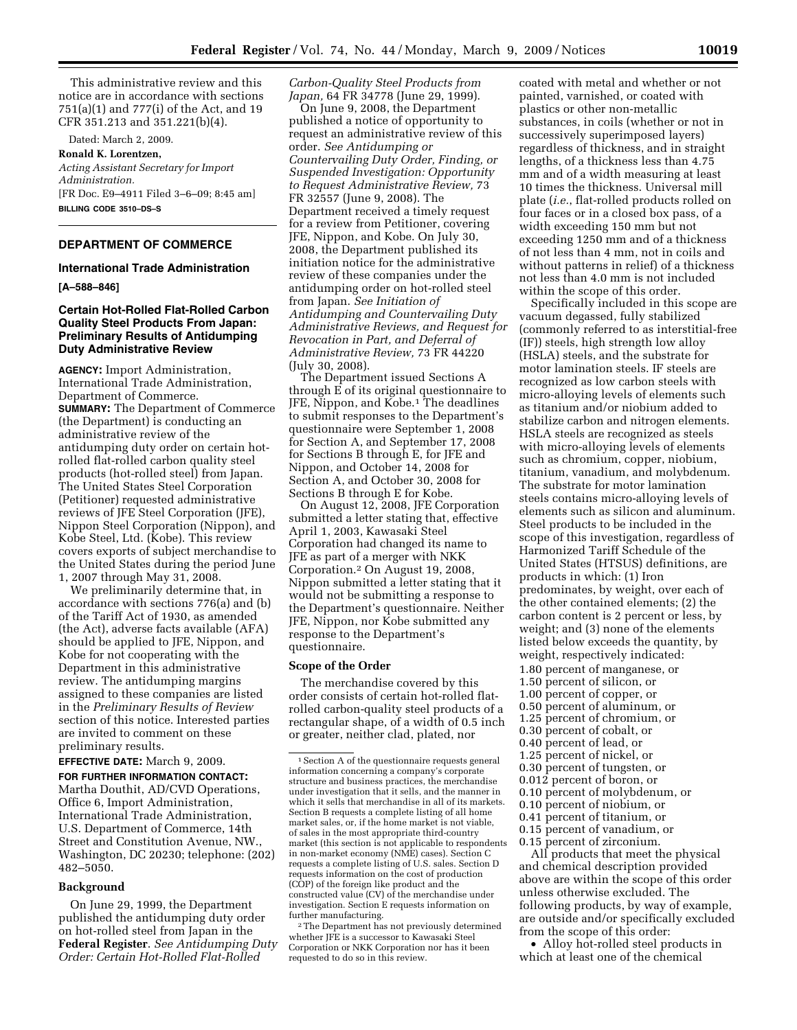This administrative review and this notice are in accordance with sections 751(a)(1) and 777(i) of the Act, and 19 CFR 351.213 and 351.221(b)(4).

Dated: March 2, 2009.

**Ronald K. Lorentzen,**

*Acting Assistant Secretary for Import Administration.*

[FR Doc. E9–4911 Filed 3–6–09; 8:45 am]

**BILLING CODE 3510–DS–S**

## DEPARTMENT OF COMMERCE

### International Trade Administration

**[A–588–846]**

### Certain Hot-Rolled Flat-Rolled Carbon Quality Steel Products From Japan: Preliminary Results of Antidumping Duty Administrative Review

**AGENCY:** Import Administration, International Trade Administration, Department of Commerce.

**SUMMARY:** The Department of Commerce (the Department) is conducting an administrative review of the antidumping duty order on certain hot-rolled flat-rolled carbon quality steel products (hot-rolled steel) from Japan. The United States Steel Corporation (Petitioner) requested administrative reviews of JFE Steel Corporation (JFE), Nippon Steel Corporation (Nippon), and Kobe Steel, Ltd. (Kobe). This review covers exports of subject merchandise to the United States during the period June 1, 2007 through May 31, 2008.

We preliminarily determine that, in accordance with sections 776(a) and (b) of the Tariff Act of 1930, as amended (the Act), adverse facts available (AFA) should be applied to JFE, Nippon, and Kobe for not cooperating with the Department in this administrative review. The antidumping margins assigned to these companies are listed in the *Preliminary Results of Review* section of this notice. Interested parties are invited to comment on these preliminary results.

**EFFECTIVE DATE:** March 9, 2009.

**FOR FURTHER INFORMATION CONTACT:** Martha Douthit, AD/CVD Operations, Office 6, Import Administration, International Trade Administration, U.S. Department of Commerce, 14th Street and Constitution Avenue, NW., Washington, DC 20230; telephone: (202) 482–5050.

#### Background

On June 29, 1999, the Department published the antidumping duty order on hot-rolled steel from Japan in the **Federal Register**. *See Antidumping Duty Order: Certain Hot-Rolled Flat-Rolled Carbon-Quality Steel Products from Japan,* 64 FR 34778 (June 29, 1999).

On June 9, 2008, the Department published a notice of opportunity to request an administrative review of this order. *See Antidumping or Countervailing Duty Order, Finding, or Suspended Investigation: Opportunity to Request Administrative Review,* 73 FR 32557 (June 9, 2008). The Department received a timely request for a review from Petitioner, covering JFE, Nippon, and Kobe. On July 30, 2008, the Department published its initiation notice for the administrative review of these companies under the antidumping order on hot-rolled steel from Japan. *See Initiation of Antidumping and Countervailing Duty Administrative Reviews, and Request for Revocation in Part, and Deferral of Administrative Review,* 73 FR 44220 (July 30, 2008).

The Department issued Sections A through E of its original questionnaire to JFE, Nippon, and Kobe.[1] The deadlines to submit responses to the Department's questionnaire were September 1, 2008 for Section A, and September 17, 2008 for Sections B through E, for JFE and Nippon, and October 14, 2008 for Section A, and October 30, 2008 for Sections B through E for Kobe.

On August 12, 2008, JFE Corporation submitted a letter stating that, effective April 1, 2003, Kawasaki Steel Corporation had changed its name to JFE as part of a merger with NKK Corporation.[2] On August 19, 2008, Nippon submitted a letter stating that it would not be submitting a response to the Department's questionnaire. Neither JFE, Nippon, nor Kobe submitted any response to the Department's questionnaire.

#### Scope of the Order

The merchandise covered by this order consists of certain hot-rolled flat-rolled carbon-quality steel products of a rectangular shape, of a width of 0.5 inch or greater, neither clad, plated, nor coated with metal and whether or not painted, varnished, or coated with plastics or other non-metallic substances, in coils (whether or not in successively superimposed layers) regardless of thickness, and in straight lengths, of a thickness less than 4.75 mm and of a width measuring at least 10 times the thickness. Universal mill plate (*i.e.*, flat-rolled products rolled on four faces or in a closed box pass, of a width exceeding 150 mm but not exceeding 1250 mm and of a thickness of not less than 4 mm, not in coils and without patterns in relief) of a thickness not less than 4.0 mm is not included within the scope of this order.

Specifically included in this scope are vacuum degassed, fully stabilized (commonly referred to as interstitial-free (IF)) steels, high strength low alloy (HSLA) steels, and the substrate for motor lamination steels. IF steels are recognized as low carbon steels with micro-alloying levels of elements such as titanium and/or niobium added to stabilize carbon and nitrogen elements. HSLA steels are recognized as steels with micro-alloying levels of elements such as chromium, copper, niobium, titanium, vanadium, and molybdenum. The substrate for motor lamination steels contains micro-alloying levels of elements such as silicon and aluminum. Steel products to be included in the scope of this investigation, regardless of Harmonized Tariff Schedule of the United States (HTSUS) definitions, are products in which: (1) Iron predominates, by weight, over each of the other contained elements; (2) the carbon content is 2 percent or less, by weight; and (3) none of the elements listed below exceeds the quantity, by weight, respectively indicated:

1.80 percent of manganese, or
1.50 percent of silicon, or
1.00 percent of copper, or
0.50 percent of aluminum, or
1.25 percent of chromium, or
0.30 percent of cobalt, or
0.40 percent of lead, or
1.25 percent of nickel, or
0.30 percent of tungsten, or
0.012 percent of boron, or
0.10 percent of molybdenum, or
0.10 percent of niobium, or
0.41 percent of titanium, or
0.15 percent of vanadium, or
0.15 percent of zirconium.

All products that meet the physical and chemical description provided above are within the scope of this order unless otherwise excluded. The following products, by way of example, are outside and/or specifically excluded from the scope of this order:

- Alloy hot-rolled steel products in which at least one of the chemical

---

[1] Section A of the questionnaire requests general information concerning a company's corporate structure and business practices, the merchandise under investigation that it sells, and the manner in which it sells that merchandise in all of its markets. Section B requests a complete listing of all home market sales, or, if the home market is not viable, of sales in the most appropriate third-country market (this section is not applicable to respondents in non-market economy (NME) cases). Section C requests a complete listing of U.S. sales. Section D requests information on the cost of production (COP) of the foreign like product and the constructed value (CV) of the merchandise under investigation. Section E requests information on further manufacturing.

[2] The Department has not previously determined whether JFE is a successor to Kawasaki Steel Corporation or NKK Corporation nor has it been requested to do so in this review.